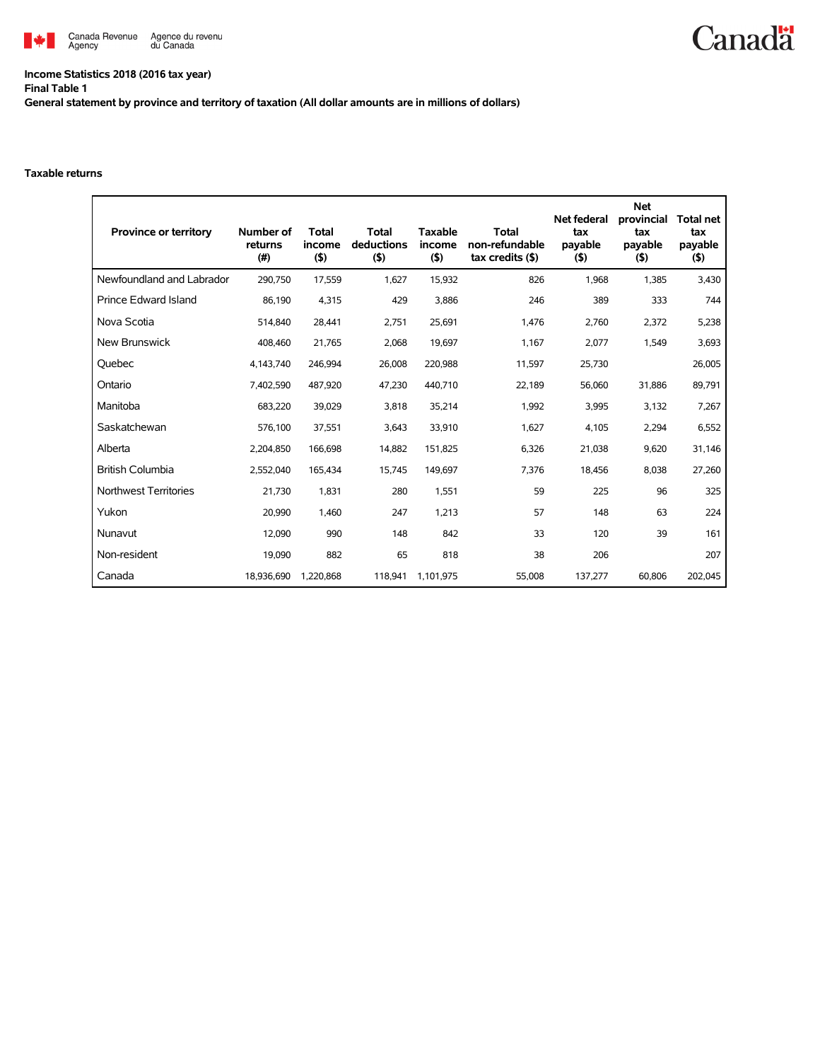Canada Revenue Agency | Agence du revenu du Canada

**Income Statistics 2018 (2016 tax year)**
**Final Table 1**
**General statement by province and territory of taxation (All dollar amounts are in millions of dollars)**

**Taxable returns**

| Province or territory | Number of returns (#) | Total income ($) | Total deductions ($) | Taxable income ($) | Total non-refundable tax credits ($) | Net federal tax payable ($) | Net provincial tax payable ($) | Total net tax payable ($) |
|---|---|---|---|---|---|---|---|---|
| Newfoundland and Labrador | 290,750 | 17,559 | 1,627 | 15,932 | 826 | 1,968 | 1,385 | 3,430 |
| Prince Edward Island | 86,190 | 4,315 | 429 | 3,886 | 246 | 389 | 333 | 744 |
| Nova Scotia | 514,840 | 28,441 | 2,751 | 25,691 | 1,476 | 2,760 | 2,372 | 5,238 |
| New Brunswick | 408,460 | 21,765 | 2,068 | 19,697 | 1,167 | 2,077 | 1,549 | 3,693 |
| Quebec | 4,143,740 | 246,994 | 26,008 | 220,988 | 11,597 | 25,730 | | 26,005 |
| Ontario | 7,402,590 | 487,920 | 47,230 | 440,710 | 22,189 | 56,060 | 31,886 | 89,791 |
| Manitoba | 683,220 | 39,029 | 3,818 | 35,214 | 1,992 | 3,995 | 3,132 | 7,267 |
| Saskatchewan | 576,100 | 37,551 | 3,643 | 33,910 | 1,627 | 4,105 | 2,294 | 6,552 |
| Alberta | 2,204,850 | 166,698 | 14,882 | 151,825 | 6,326 | 21,038 | 9,620 | 31,146 |
| British Columbia | 2,552,040 | 165,434 | 15,745 | 149,697 | 7,376 | 18,456 | 8,038 | 27,260 |
| Northwest Territories | 21,730 | 1,831 | 280 | 1,551 | 59 | 225 | 96 | 325 |
| Yukon | 20,990 | 1,460 | 247 | 1,213 | 57 | 148 | 63 | 224 |
| Nunavut | 12,090 | 990 | 148 | 842 | 33 | 120 | 39 | 161 |
| Non-resident | 19,090 | 882 | 65 | 818 | 38 | 206 | | 207 |
| Canada | 18,936,690 | 1,220,868 | 118,941 | 1,101,975 | 55,008 | 137,277 | 60,806 | 202,045 |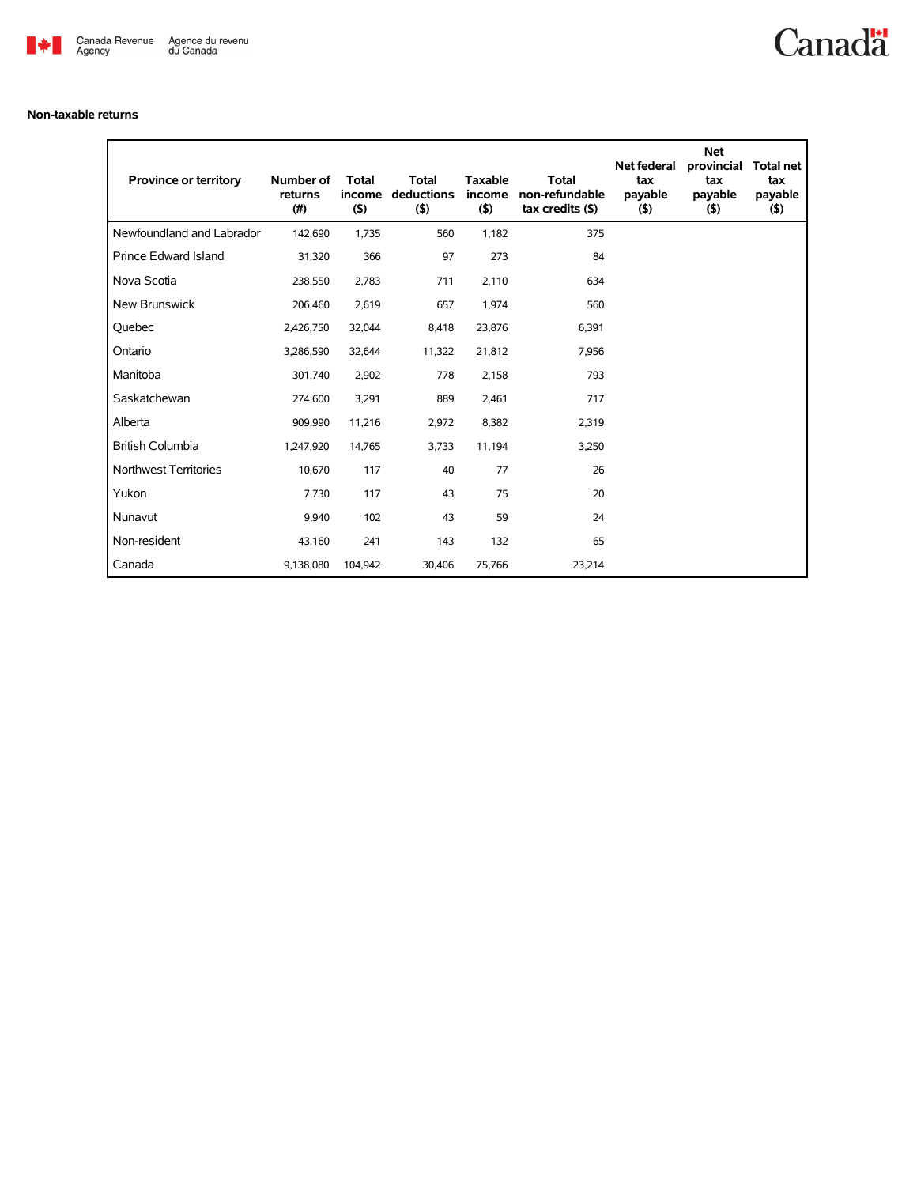**Non-taxable returns**

| Province or territory | Number of returns (#) | Total income ($) | Total deductions ($) | Taxable income ($) | Total non-refundable tax credits ($) | Net federal tax payable ($) | Net provincial tax payable ($) | Total net tax payable ($) |
|---|---|---|---|---|---|---|---|---|
| Newfoundland and Labrador | 142,690 | 1,735 | 560 | 1,182 | 375 | | | |
| Prince Edward Island | 31,320 | 366 | 97 | 273 | 84 | | | |
| Nova Scotia | 238,550 | 2,783 | 711 | 2,110 | 634 | | | |
| New Brunswick | 206,460 | 2,619 | 657 | 1,974 | 560 | | | |
| Quebec | 2,426,750 | 32,044 | 8,418 | 23,876 | 6,391 | | | |
| Ontario | 3,286,590 | 32,644 | 11,322 | 21,812 | 7,956 | | | |
| Manitoba | 301,740 | 2,902 | 778 | 2,158 | 793 | | | |
| Saskatchewan | 274,600 | 3,291 | 889 | 2,461 | 717 | | | |
| Alberta | 909,990 | 11,216 | 2,972 | 8,382 | 2,319 | | | |
| British Columbia | 1,247,920 | 14,765 | 3,733 | 11,194 | 3,250 | | | |
| Northwest Territories | 10,670 | 117 | 40 | 77 | 26 | | | |
| Yukon | 7,730 | 117 | 43 | 75 | 20 | | | |
| Nunavut | 9,940 | 102 | 43 | 59 | 24 | | | |
| Non-resident | 43,160 | 241 | 143 | 132 | 65 | | | |
| Canada | 9,138,080 | 104,942 | 30,406 | 75,766 | 23,214 | | | |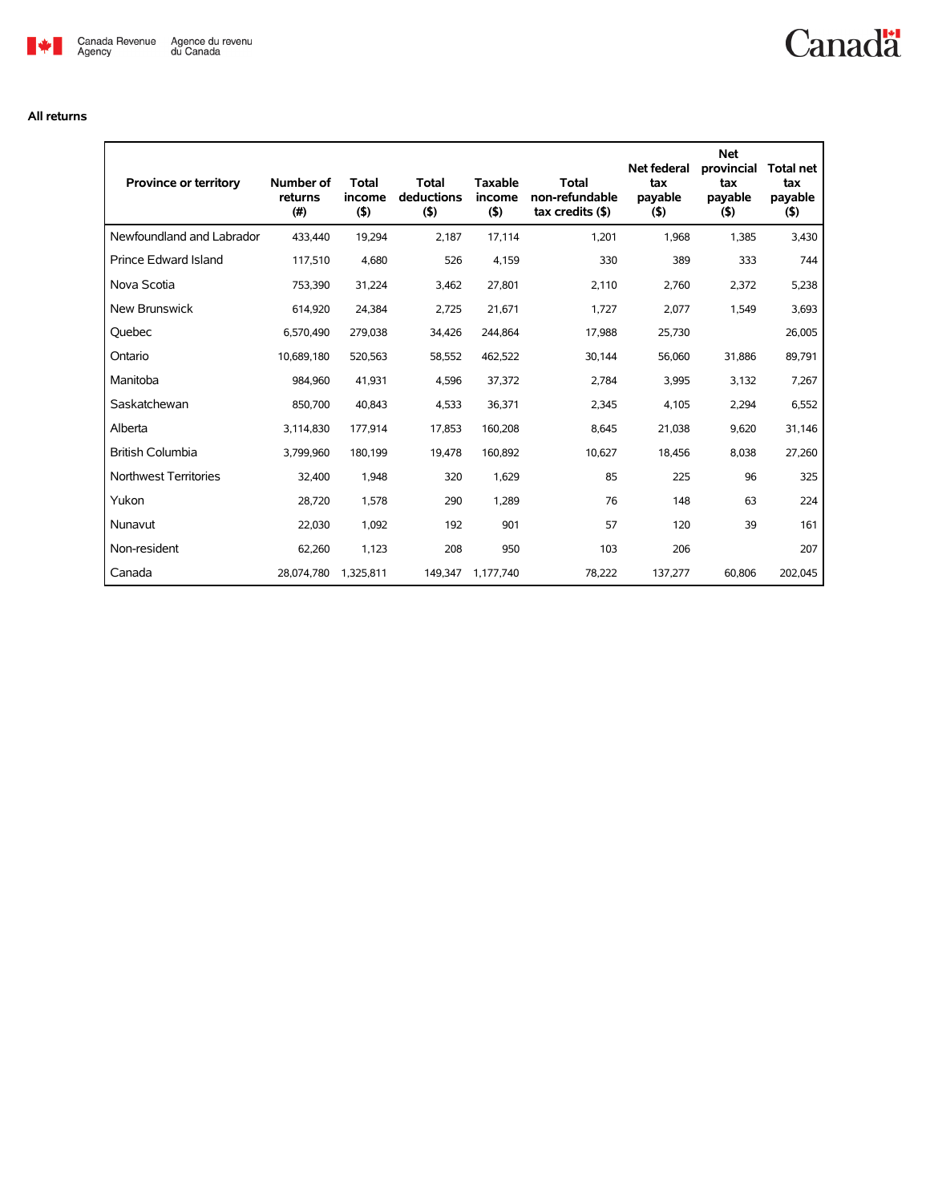**All returns**

| Province or territory | Number of returns (#) | Total income ($) | Total deductions ($) | Taxable income ($) | Total non-refundable tax credits ($) | Net federal tax payable ($) | Net provincial tax payable ($) | Total net tax payable ($) |
|---|---|---|---|---|---|---|---|---|
| Newfoundland and Labrador | 433,440 | 19,294 | 2,187 | 17,114 | 1,201 | 1,968 | 1,385 | 3,430 |
| Prince Edward Island | 117,510 | 4,680 | 526 | 4,159 | 330 | 389 | 333 | 744 |
| Nova Scotia | 753,390 | 31,224 | 3,462 | 27,801 | 2,110 | 2,760 | 2,372 | 5,238 |
| New Brunswick | 614,920 | 24,384 | 2,725 | 21,671 | 1,727 | 2,077 | 1,549 | 3,693 |
| Quebec | 6,570,490 | 279,038 | 34,426 | 244,864 | 17,988 | 25,730 | | 26,005 |
| Ontario | 10,689,180 | 520,563 | 58,552 | 462,522 | 30,144 | 56,060 | 31,886 | 89,791 |
| Manitoba | 984,960 | 41,931 | 4,596 | 37,372 | 2,784 | 3,995 | 3,132 | 7,267 |
| Saskatchewan | 850,700 | 40,843 | 4,533 | 36,371 | 2,345 | 4,105 | 2,294 | 6,552 |
| Alberta | 3,114,830 | 177,914 | 17,853 | 160,208 | 8,645 | 21,038 | 9,620 | 31,146 |
| British Columbia | 3,799,960 | 180,199 | 19,478 | 160,892 | 10,627 | 18,456 | 8,038 | 27,260 |
| Northwest Territories | 32,400 | 1,948 | 320 | 1,629 | 85 | 225 | 96 | 325 |
| Yukon | 28,720 | 1,578 | 290 | 1,289 | 76 | 148 | 63 | 224 |
| Nunavut | 22,030 | 1,092 | 192 | 901 | 57 | 120 | 39 | 161 |
| Non-resident | 62,260 | 1,123 | 208 | 950 | 103 | 206 | | 207 |
| Canada | 28,074,780 | 1,325,811 | 149,347 | 1,177,740 | 78,222 | 137,277 | 60,806 | 202,045 |